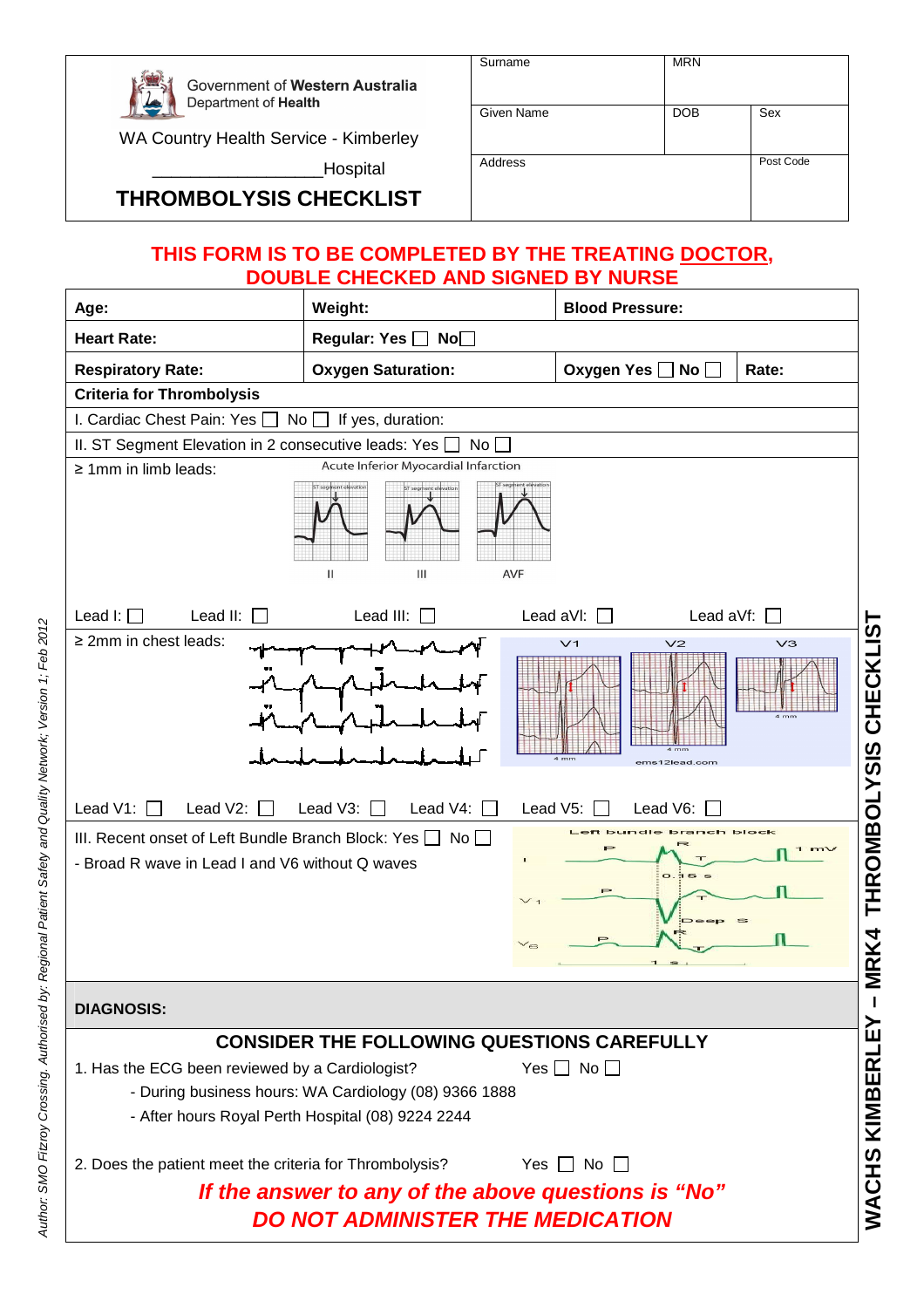Government of Western Australia
Department of Health

WA Country Health Service - Kimberley

_________________Hospital

# THROMBOLYSIS CHECKLIST

| Surname | MRN | |
|---|---|---|
| Given Name | DOB | Sex |
| Address | | Post Code |

**THIS FORM IS TO BE COMPLETED BY THE TREATING DOCTOR, DOUBLE CHECKED AND SIGNED BY NURSE**

| **Age:** | **Weight:** | **Blood Pressure:** | |
|---|---|---|---|
| **Heart Rate:** | **Regular: Yes ☐ No☐** | | |
| **Respiratory Rate:** | **Oxygen Saturation:** | **Oxygen Yes ☐ No ☐** | **Rate:** |

**Criteria for Thrombolysis**

I. Cardiac Chest Pain: Yes ☐ No ☐ If yes, duration:

II. ST Segment Elevation in 2 consecutive leads: Yes ☐ No ☐

≥ 1mm in limb leads:

Acute Inferior Myocardial Infarction

II III AVF

Lead I: ☐ Lead II: ☐ Lead III: ☐ Lead aVl: ☐ Lead aVf: ☐

≥ 2mm in chest leads:

V1 V2 V3

Lead V1: ☐ Lead V2: ☐ Lead V3: ☐ Lead V4: ☐ Lead V5: ☐ Lead V6: ☐

III. Recent onset of Left Bundle Branch Block: Yes ☐ No ☐

- Broad R wave in Lead I and V6 without Q waves

Left bundle branch block

**DIAGNOSIS:**

## CONSIDER THE FOLLOWING QUESTIONS CAREFULLY

1. Has the ECG been reviewed by a Cardiologist? Yes ☐ No ☐
   - During business hours: WA Cardiology (08) 9366 1888
   - After hours Royal Perth Hospital (08) 9224 2244

2. Does the patient meet the criteria for Thrombolysis? Yes ☐ No ☐

***If the answer to any of the above questions is "No" DO NOT ADMINISTER THE MEDICATION***

WACHS KIMBERLEY – MRK4 THROMBOLYSIS CHECKLIST

Author: SMO Fitzroy Crossing. Authorised by: Regional Patient Safety and Quality Network; Version 1; Feb 2012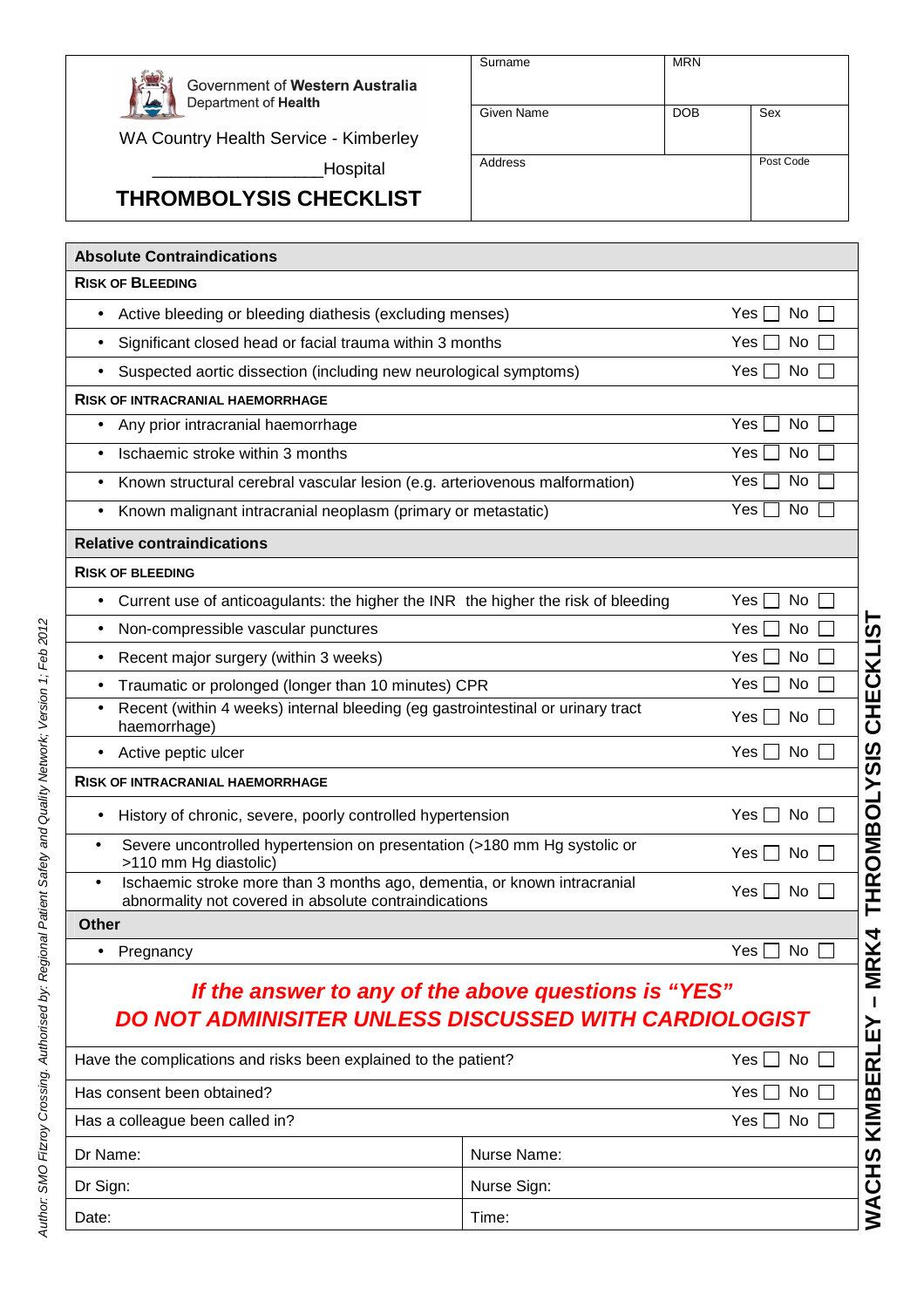| | | | |
|---|---|---|---|
| Government of **Western Australia** Department of **Health** | Surname | MRN | |
| WA Country Health Service - Kimberley | Given Name | DOB | Sex |
| __________________Hospital | Address | | Post Code |

# THROMBOLYSIS CHECKLIST

| **Absolute Contraindications** | |
|---|---|
| **RISK OF BLEEDING** | |
| • Active bleeding or bleeding diathesis (excluding menses) | Yes ☐ No ☐ |
| • Significant closed head or facial trauma within 3 months | Yes ☐ No ☐ |
| • Suspected aortic dissection (including new neurological symptoms) | Yes ☐ No ☐ |
| **RISK OF INTRACRANIAL HAEMORRHAGE** | |
| • Any prior intracranial haemorrhage | Yes ☐ No ☐ |
| • Ischaemic stroke within 3 months | Yes ☐ No ☐ |
| • Known structural cerebral vascular lesion (e.g. arteriovenous malformation) | Yes ☐ No ☐ |
| • Known malignant intracranial neoplasm (primary or metastatic) | Yes ☐ No ☐ |
| **Relative contraindications** | |
| **RISK OF BLEEDING** | |
| • Current use of anticoagulants: the higher the INR the higher the risk of bleeding | Yes ☐ No ☐ |
| • Non-compressible vascular punctures | Yes ☐ No ☐ |
| • Recent major surgery (within 3 weeks) | Yes ☐ No ☐ |
| • Traumatic or prolonged (longer than 10 minutes) CPR | Yes ☐ No ☐ |
| • Recent (within 4 weeks) internal bleeding (eg gastrointestinal or urinary tract haemorrhage) | Yes ☐ No ☐ |
| • Active peptic ulcer | Yes ☐ No ☐ |
| **RISK OF INTRACRANIAL HAEMORRHAGE** | |
| • History of chronic, severe, poorly controlled hypertension | Yes ☐ No ☐ |
| • Severe uncontrolled hypertension on presentation (>180 mm Hg systolic or >110 mm Hg diastolic) | Yes ☐ No ☐ |
| • Ischaemic stroke more than 3 months ago, dementia, or known intracranial abnormality not covered in absolute contraindications | Yes ☐ No ☐ |
| **Other** | |
| • Pregnancy | Yes ☐ No ☐ |

***If the answer to any of the above questions is "YES"***
***DO NOT ADMINISITER UNLESS DISCUSSED WITH CARDIOLOGIST***

| | |
|---|---|
| Have the complications and risks been explained to the patient? | Yes ☐ No ☐ |
| Has consent been obtained? | Yes ☐ No ☐ |
| Has a colleague been called in? | Yes ☐ No ☐ |

| | |
|---|---|
| Dr Name: | Nurse Name: |
| Dr Sign: | Nurse Sign: |
| Date: | Time: |

*Author: SMO Fitzroy Crossing. Authorised by: Regional Patient Safety and Quality Network; Version 1; Feb 2012*

**WACHS KIMBERLEY – MRK4 THROMBOLYSIS CHECKLIST**